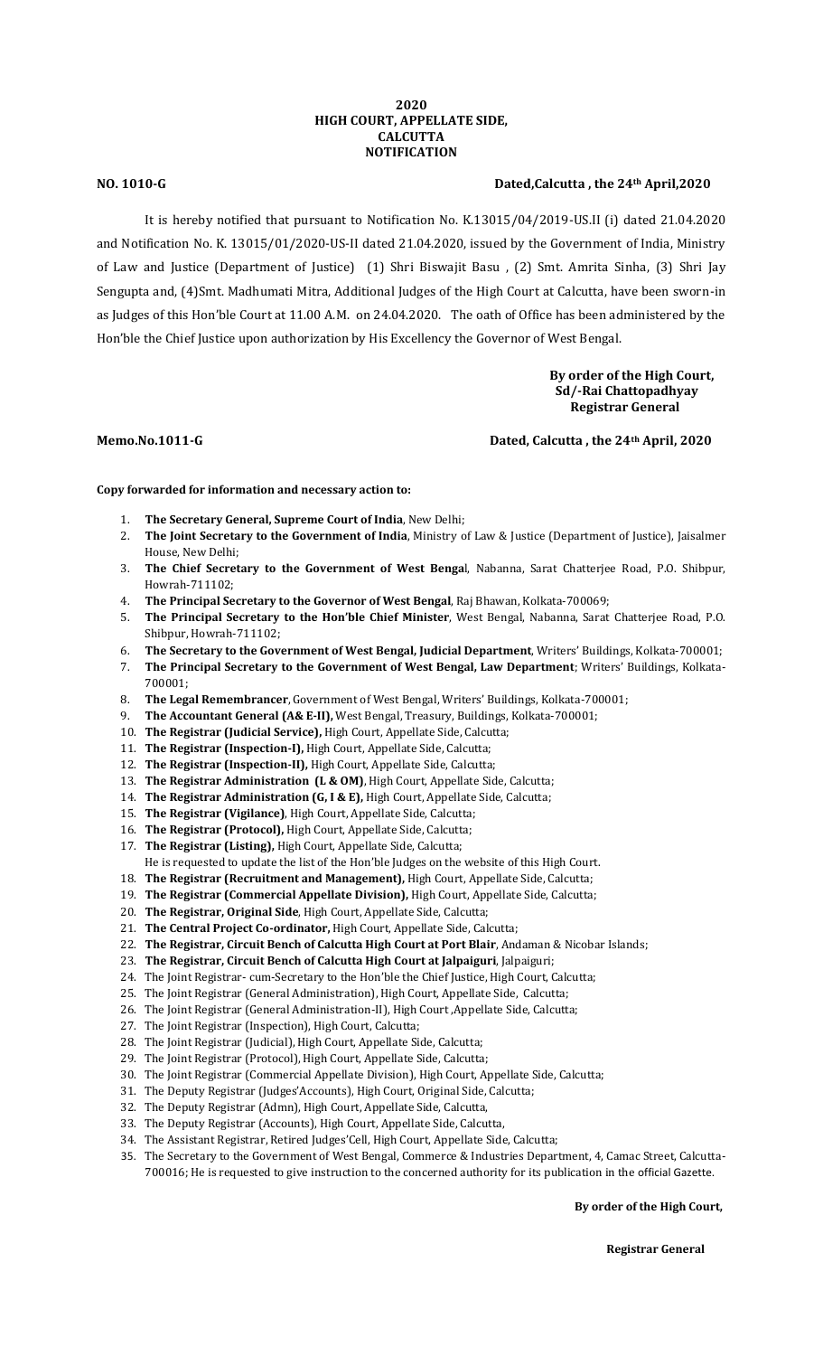**2020**
**HIGH COURT, APPELLATE SIDE,**
**CALCUTTA**
**NOTIFICATION**

**NO. 1010-G** **Dated,Calcutta , the 24th April,2020**

It is hereby notified that pursuant to Notification No. K.13015/04/2019-US.II (i) dated 21.04.2020 and Notification No. K. 13015/01/2020-US-II dated 21.04.2020, issued by the Government of India, Ministry of Law and Justice (Department of Justice) (1) Shri Biswajit Basu , (2) Smt. Amrita Sinha, (3) Shri Jay Sengupta and, (4)Smt. Madhumati Mitra, Additional Judges of the High Court at Calcutta, have been sworn-in as Judges of this Hon'ble Court at 11.00 A.M. on 24.04.2020. The oath of Office has been administered by the Hon'ble the Chief Justice upon authorization by His Excellency the Governor of West Bengal.

**By order of the High Court,**
**Sd/-Rai Chattopadhyay**
**Registrar General**

**Memo.No.1011-G** **Dated, Calcutta , the 24th April, 2020**

**Copy forwarded for information and necessary action to:**

1. **The Secretary General, Supreme Court of India**, New Delhi;
2. **The Joint Secretary to the Government of India**, Ministry of Law & Justice (Department of Justice), Jaisalmer House, New Delhi;
3. **The Chief Secretary to the Government of West Bengal**, Nabanna, Sarat Chatterjee Road, P.O. Shibpur, Howrah-711102;
4. **The Principal Secretary to the Governor of West Bengal**, Raj Bhawan, Kolkata-700069;
5. **The Principal Secretary to the Hon'ble Chief Minister**, West Bengal, Nabanna, Sarat Chatterjee Road, P.O. Shibpur, Howrah-711102;
6. **The Secretary to the Government of West Bengal, Judicial Department**, Writers' Buildings, Kolkata-700001;
7. **The Principal Secretary to the Government of West Bengal, Law Department**; Writers' Buildings, Kolkata-700001;
8. **The Legal Remembrancer**, Government of West Bengal, Writers' Buildings, Kolkata-700001;
9. **The Accountant General (A& E-II),** West Bengal, Treasury, Buildings, Kolkata-700001;
10. **The Registrar (Judicial Service),** High Court, Appellate Side, Calcutta;
11. **The Registrar (Inspection-I),** High Court, Appellate Side, Calcutta;
12. **The Registrar (Inspection-II),** High Court, Appellate Side, Calcutta;
13. **The Registrar Administration (L & OM)**, High Court, Appellate Side, Calcutta;
14. **The Registrar Administration (G, I & E),** High Court, Appellate Side, Calcutta;
15. **The Registrar (Vigilance)**, High Court, Appellate Side, Calcutta;
16. **The Registrar (Protocol),** High Court, Appellate Side, Calcutta;
17. **The Registrar (Listing),** High Court, Appellate Side, Calcutta;
    He is requested to update the list of the Hon'ble Judges on the website of this High Court.
18. **The Registrar (Recruitment and Management),** High Court, Appellate Side, Calcutta;
19. **The Registrar (Commercial Appellate Division),** High Court, Appellate Side, Calcutta;
20. **The Registrar, Original Side**, High Court, Appellate Side, Calcutta;
21. **The Central Project Co-ordinator,** High Court, Appellate Side, Calcutta;
22. **The Registrar, Circuit Bench of Calcutta High Court at Port Blair**, Andaman & Nicobar Islands;
23. **The Registrar, Circuit Bench of Calcutta High Court at Jalpaiguri**, Jalpaiguri;
24. The Joint Registrar- cum-Secretary to the Hon'ble the Chief Justice, High Court, Calcutta;
25. The Joint Registrar (General Administration), High Court, Appellate Side, Calcutta;
26. The Joint Registrar (General Administration-II), High Court ,Appellate Side, Calcutta;
27. The Joint Registrar (Inspection), High Court, Calcutta;
28. The Joint Registrar (Judicial), High Court, Appellate Side, Calcutta;
29. The Joint Registrar (Protocol), High Court, Appellate Side, Calcutta;
30. The Joint Registrar (Commercial Appellate Division), High Court, Appellate Side, Calcutta;
31. The Deputy Registrar (Judges'Accounts), High Court, Original Side, Calcutta;
32. The Deputy Registrar (Admn), High Court, Appellate Side, Calcutta,
33. The Deputy Registrar (Accounts), High Court, Appellate Side, Calcutta,
34. The Assistant Registrar, Retired Judges'Cell, High Court, Appellate Side, Calcutta;
35. The Secretary to the Government of West Bengal, Commerce & Industries Department, 4, Camac Street, Calcutta-700016; He is requested to give instruction to the concerned authority for its publication in the official Gazette.

**By order of the High Court,**

**Registrar General**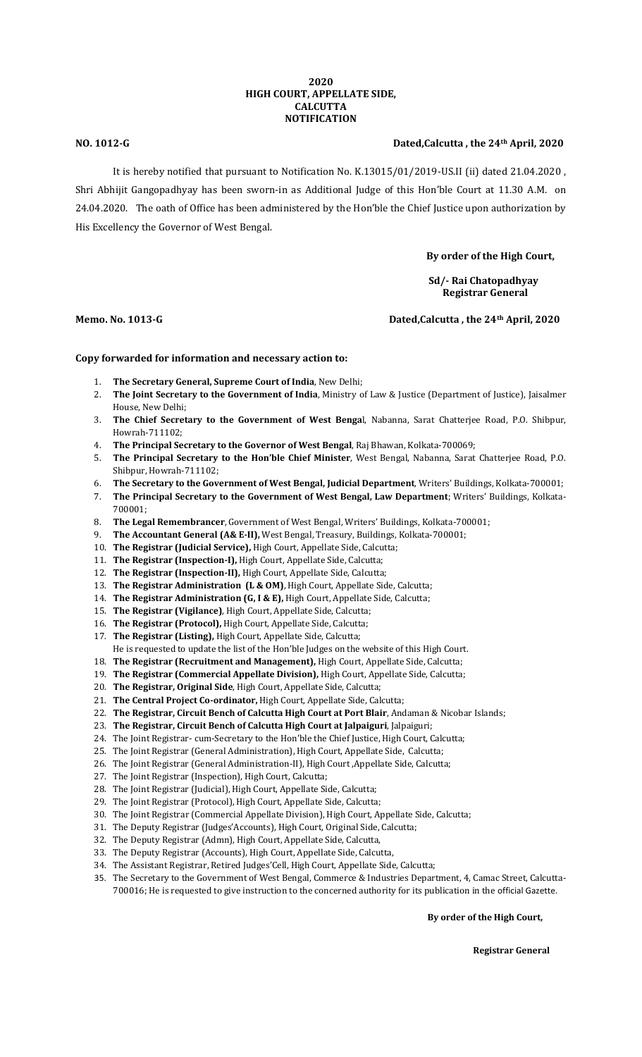**2020**
**HIGH COURT, APPELLATE SIDE,**
**CALCUTTA**
**NOTIFICATION**

**NO. 1012-G** **Dated,Calcutta , the 24th April, 2020**

It is hereby notified that pursuant to Notification No. K.13015/01/2019-US.II (ii) dated 21.04.2020 , Shri Abhijit Gangopadhyay has been sworn-in as Additional Judge of this Hon'ble Court at 11.30 A.M. on 24.04.2020. The oath of Office has been administered by the Hon'ble the Chief Justice upon authorization by His Excellency the Governor of West Bengal.

**By order of the High Court,**

**Sd/- Rai Chatopadhyay**
**Registrar General**

**Memo. No. 1013-G** **Dated,Calcutta , the 24th April, 2020**

**Copy forwarded for information and necessary action to:**

1. **The Secretary General, Supreme Court of India**, New Delhi;
2. **The Joint Secretary to the Government of India**, Ministry of Law & Justice (Department of Justice), Jaisalmer House, New Delhi;
3. **The Chief Secretary to the Government of West Benga**l, Nabanna, Sarat Chatterjee Road, P.O. Shibpur, Howrah-711102;
4. **The Principal Secretary to the Governor of West Bengal**, Raj Bhawan, Kolkata-700069;
5. **The Principal Secretary to the Hon'ble Chief Minister**, West Bengal, Nabanna, Sarat Chatterjee Road, P.O. Shibpur, Howrah-711102;
6. **The Secretary to the Government of West Bengal, Judicial Department**, Writers' Buildings, Kolkata-700001;
7. **The Principal Secretary to the Government of West Bengal, Law Department**; Writers' Buildings, Kolkata-700001;
8. **The Legal Remembrancer**, Government of West Bengal, Writers' Buildings, Kolkata-700001;
9. **The Accountant General (A& E-II),** West Bengal, Treasury, Buildings, Kolkata-700001;
10. **The Registrar (Judicial Service),** High Court, Appellate Side, Calcutta;
11. **The Registrar (Inspection-I),** High Court, Appellate Side, Calcutta;
12. **The Registrar (Inspection-II),** High Court, Appellate Side, Calcutta;
13. **The Registrar Administration (L & OM)**, High Court, Appellate Side, Calcutta;
14. **The Registrar Administration (G, I & E),** High Court, Appellate Side, Calcutta;
15. **The Registrar (Vigilance)**, High Court, Appellate Side, Calcutta;
16. **The Registrar (Protocol),** High Court, Appellate Side, Calcutta;
17. **The Registrar (Listing),** High Court, Appellate Side, Calcutta;
    He is requested to update the list of the Hon'ble Judges on the website of this High Court.
18. **The Registrar (Recruitment and Management),** High Court, Appellate Side, Calcutta;
19. **The Registrar (Commercial Appellate Division),** High Court, Appellate Side, Calcutta;
20. **The Registrar, Original Side**, High Court, Appellate Side, Calcutta;
21. **The Central Project Co-ordinator,** High Court, Appellate Side, Calcutta;
22. **The Registrar, Circuit Bench of Calcutta High Court at Port Blair**, Andaman & Nicobar Islands;
23. **The Registrar, Circuit Bench of Calcutta High Court at Jalpaiguri**, Jalpaiguri;
24. The Joint Registrar- cum-Secretary to the Hon'ble the Chief Justice, High Court, Calcutta;
25. The Joint Registrar (General Administration), High Court, Appellate Side, Calcutta;
26. The Joint Registrar (General Administration-II), High Court ,Appellate Side, Calcutta;
27. The Joint Registrar (Inspection), High Court, Calcutta;
28. The Joint Registrar (Judicial), High Court, Appellate Side, Calcutta;
29. The Joint Registrar (Protocol), High Court, Appellate Side, Calcutta;
30. The Joint Registrar (Commercial Appellate Division), High Court, Appellate Side, Calcutta;
31. The Deputy Registrar (Judges'Accounts), High Court, Original Side, Calcutta;
32. The Deputy Registrar (Admn), High Court, Appellate Side, Calcutta,
33. The Deputy Registrar (Accounts), High Court, Appellate Side, Calcutta,
34. The Assistant Registrar, Retired Judges'Cell, High Court, Appellate Side, Calcutta;
35. The Secretary to the Government of West Bengal, Commerce & Industries Department, 4, Camac Street, Calcutta-700016; He is requested to give instruction to the concerned authority for its publication in the official Gazette.

**By order of the High Court,**

**Registrar General**